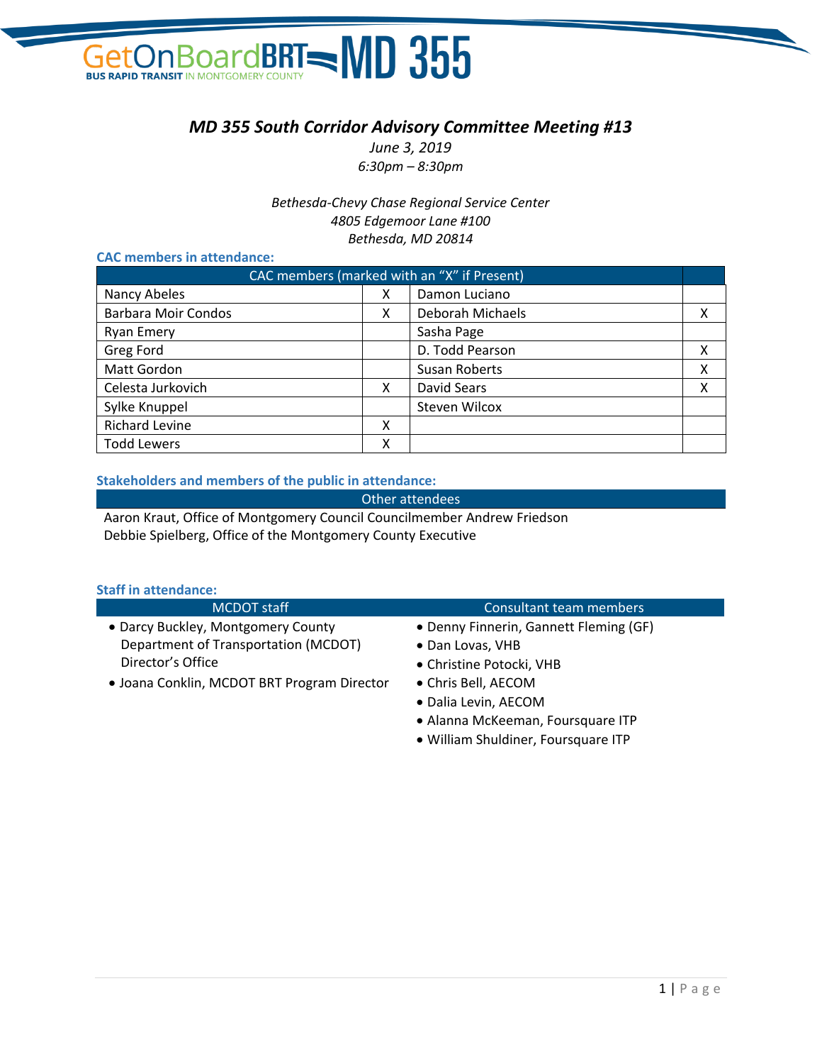# MD 355 South Corridor Advisory Committee Meeting #13

*June 3, 2019*
*6:30pm – 8:30pm*

*Bethesda-Chevy Chase Regional Service Center*
*4805 Edgemoor Lane #100*
*Bethesda, MD 20814*

## CAC members in attendance:

| CAC members (marked with an "X" if Present) | | | |
|---|---|---|---|
| Nancy Abeles | X | Damon Luciano | |
| Barbara Moir Condos | X | Deborah Michaels | X |
| Ryan Emery | | Sasha Page | |
| Greg Ford | | D. Todd Pearson | X |
| Matt Gordon | | Susan Roberts | X |
| Celesta Jurkovich | X | David Sears | X |
| Sylke Knuppel | | Steven Wilcox | |
| Richard Levine | X | | |
| Todd Lewers | X | | |

## Stakeholders and members of the public in attendance:

| Other attendees |
|---|
| Aaron Kraut, Office of Montgomery Council Councilmember Andrew Friedson |
| Debbie Spielberg, Office of the Montgomery County Executive |

## Staff in attendance:

**MCDOT staff**

- Darcy Buckley, Montgomery County Department of Transportation (MCDOT) Director's Office
- Joana Conklin, MCDOT BRT Program Director

**Consultant team members**

- Denny Finnerin, Gannett Fleming (GF)
- Dan Lovas, VHB
- Christine Potocki, VHB
- Chris Bell, AECOM
- Dalia Levin, AECOM
- Alanna McKeeman, Foursquare ITP
- William Shuldiner, Foursquare ITP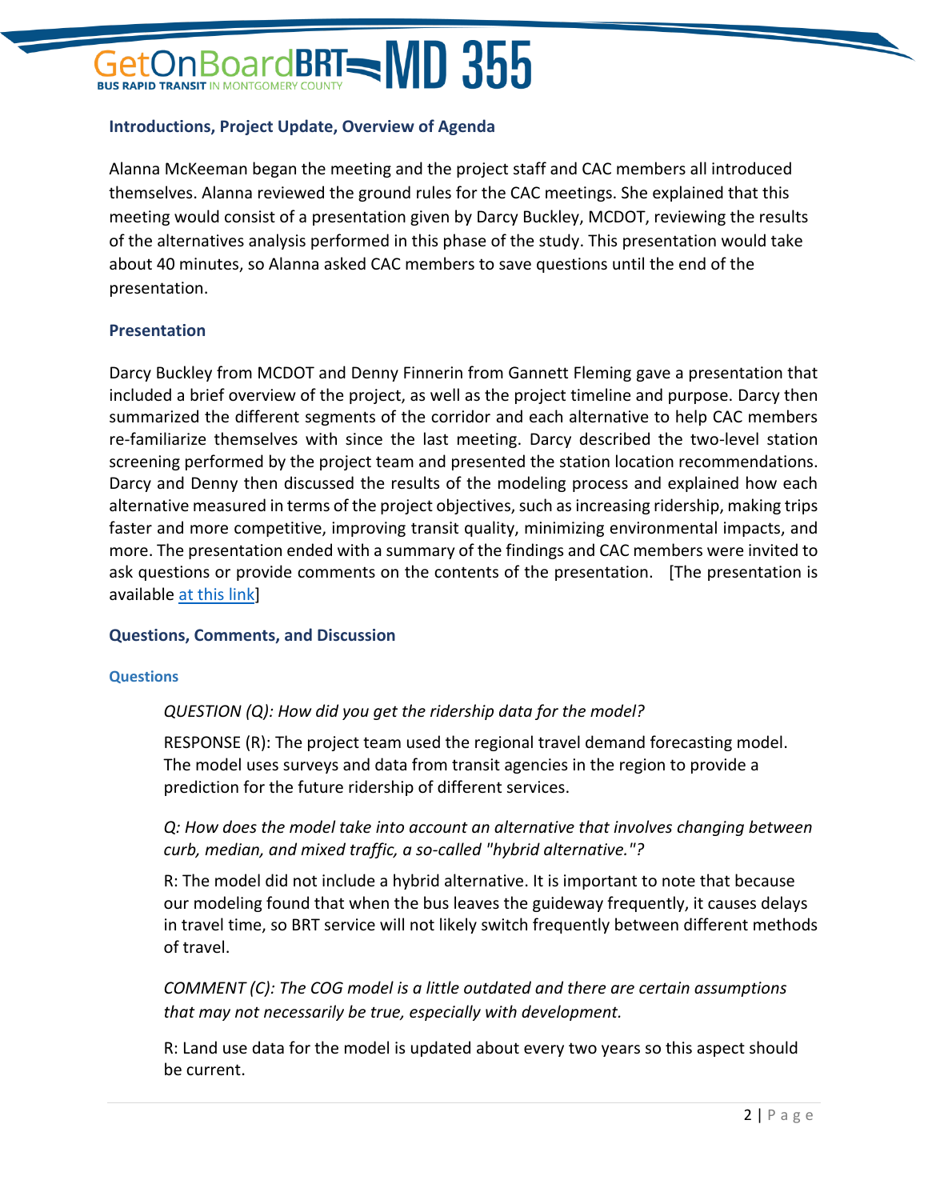## Introductions, Project Update, Overview of Agenda

Alanna McKeeman began the meeting and the project staff and CAC members all introduced themselves. Alanna reviewed the ground rules for the CAC meetings. She explained that this meeting would consist of a presentation given by Darcy Buckley, MCDOT, reviewing the results of the alternatives analysis performed in this phase of the study. This presentation would take about 40 minutes, so Alanna asked CAC members to save questions until the end of the presentation.

## Presentation

Darcy Buckley from MCDOT and Denny Finnerin from Gannett Fleming gave a presentation that included a brief overview of the project, as well as the project timeline and purpose. Darcy then summarized the different segments of the corridor and each alternative to help CAC members re-familiarize themselves with since the last meeting. Darcy described the two-level station screening performed by the project team and presented the station location recommendations. Darcy and Denny then discussed the results of the modeling process and explained how each alternative measured in terms of the project objectives, such as increasing ridership, making trips faster and more competitive, improving transit quality, minimizing environmental impacts, and more. The presentation ended with a summary of the findings and CAC members were invited to ask questions or provide comments on the contents of the presentation. [The presentation is available at this link]

## Questions, Comments, and Discussion

### Questions

*QUESTION (Q): How did you get the ridership data for the model?*

RESPONSE (R): The project team used the regional travel demand forecasting model. The model uses surveys and data from transit agencies in the region to provide a prediction for the future ridership of different services.

*Q: How does the model take into account an alternative that involves changing between curb, median, and mixed traffic, a so-called "hybrid alternative."?*

R: The model did not include a hybrid alternative. It is important to note that because our modeling found that when the bus leaves the guideway frequently, it causes delays in travel time, so BRT service will not likely switch frequently between different methods of travel.

*COMMENT (C): The COG model is a little outdated and there are certain assumptions that may not necessarily be true, especially with development.*

R: Land use data for the model is updated about every two years so this aspect should be current.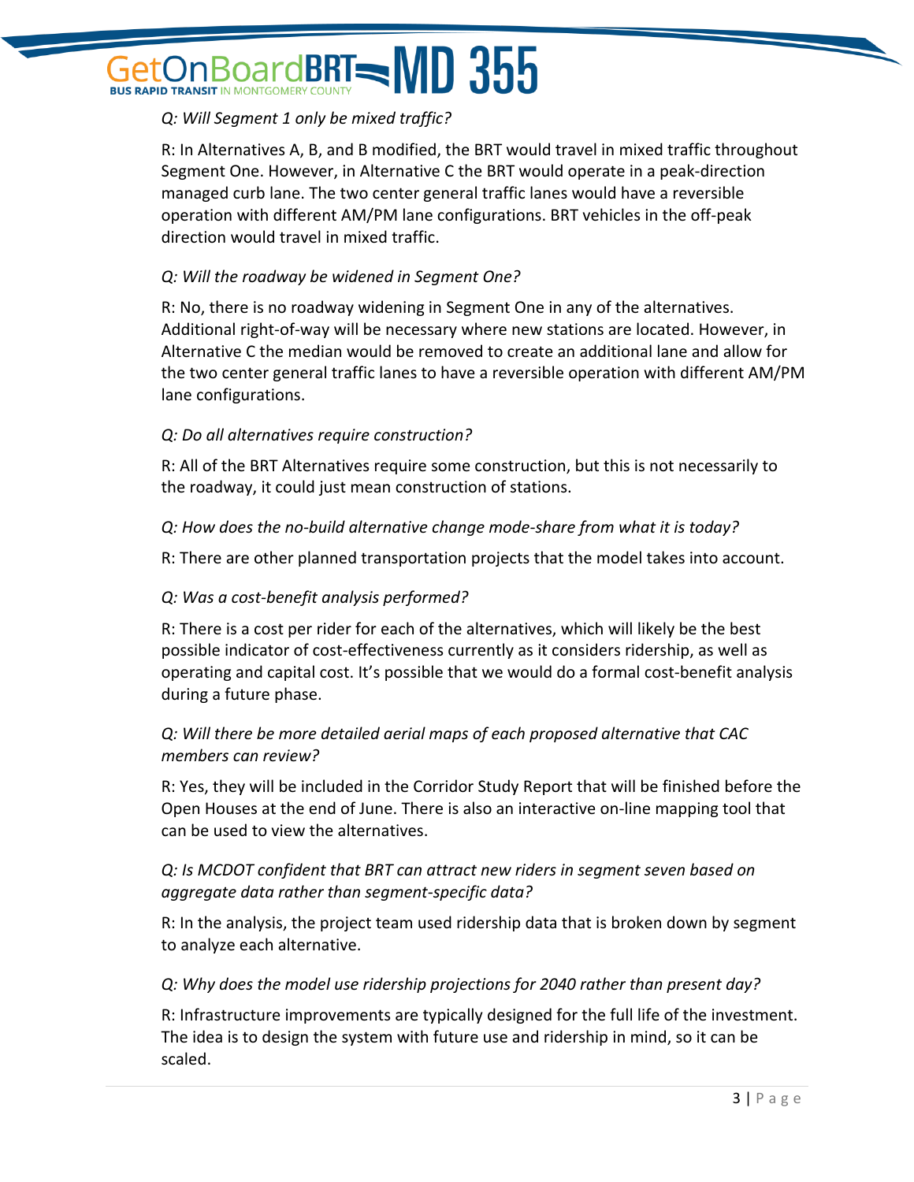*Q: Will Segment 1 only be mixed traffic?*

R: In Alternatives A, B, and B modified, the BRT would travel in mixed traffic throughout Segment One. However, in Alternative C the BRT would operate in a peak-direction managed curb lane. The two center general traffic lanes would have a reversible operation with different AM/PM lane configurations. BRT vehicles in the off-peak direction would travel in mixed traffic.

*Q: Will the roadway be widened in Segment One?*

R: No, there is no roadway widening in Segment One in any of the alternatives. Additional right-of-way will be necessary where new stations are located. However, in Alternative C the median would be removed to create an additional lane and allow for the two center general traffic lanes to have a reversible operation with different AM/PM lane configurations.

*Q: Do all alternatives require construction?*

R: All of the BRT Alternatives require some construction, but this is not necessarily to the roadway, it could just mean construction of stations.

*Q: How does the no-build alternative change mode-share from what it is today?*

R: There are other planned transportation projects that the model takes into account.

*Q: Was a cost-benefit analysis performed?*

R: There is a cost per rider for each of the alternatives, which will likely be the best possible indicator of cost-effectiveness currently as it considers ridership, as well as operating and capital cost. It's possible that we would do a formal cost-benefit analysis during a future phase.

*Q: Will there be more detailed aerial maps of each proposed alternative that CAC members can review?*

R: Yes, they will be included in the Corridor Study Report that will be finished before the Open Houses at the end of June. There is also an interactive on-line mapping tool that can be used to view the alternatives.

*Q: Is MCDOT confident that BRT can attract new riders in segment seven based on aggregate data rather than segment-specific data?*

R: In the analysis, the project team used ridership data that is broken down by segment to analyze each alternative.

*Q: Why does the model use ridership projections for 2040 rather than present day?*

R: Infrastructure improvements are typically designed for the full life of the investment. The idea is to design the system with future use and ridership in mind, so it can be scaled.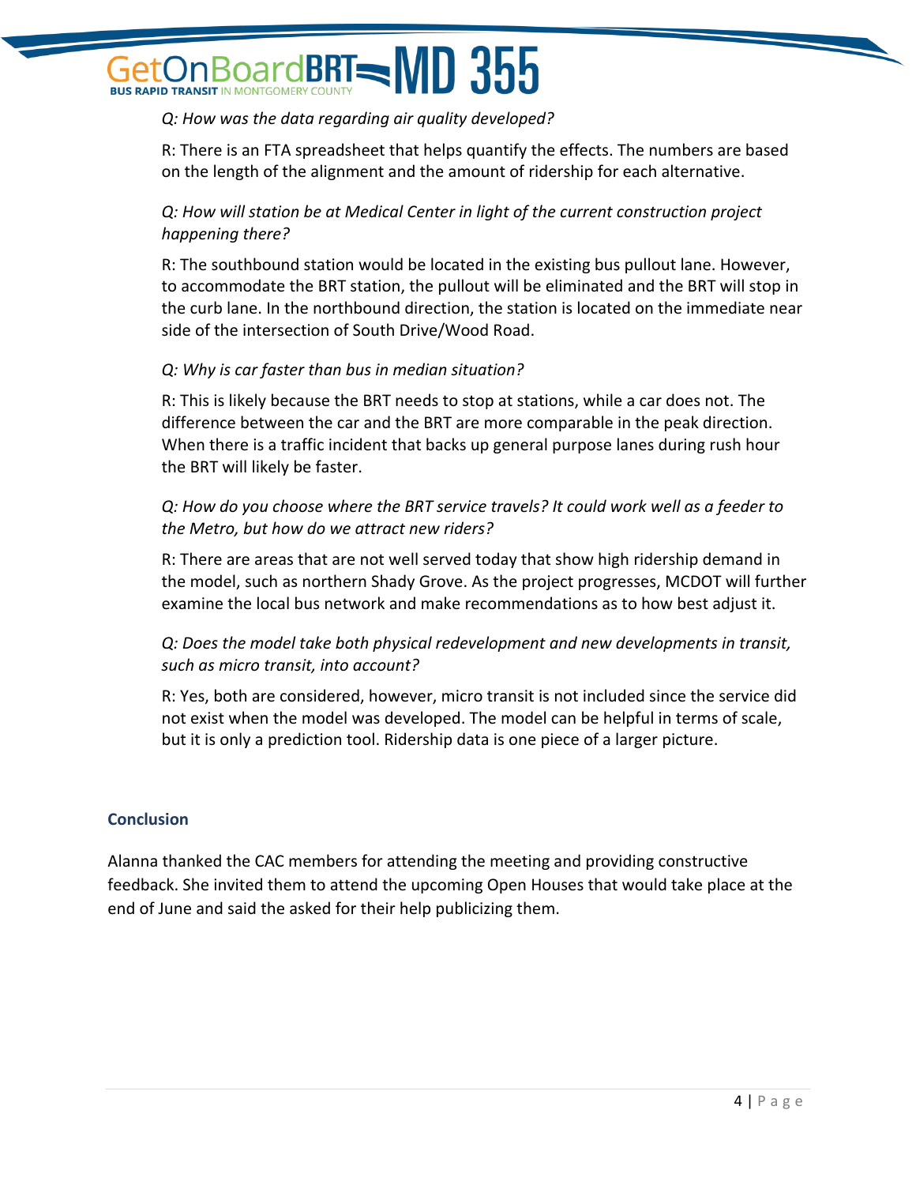*Q: How was the data regarding air quality developed?*

R: There is an FTA spreadsheet that helps quantify the effects. The numbers are based on the length of the alignment and the amount of ridership for each alternative.

*Q: How will station be at Medical Center in light of the current construction project happening there?*

R: The southbound station would be located in the existing bus pullout lane. However, to accommodate the BRT station, the pullout will be eliminated and the BRT will stop in the curb lane. In the northbound direction, the station is located on the immediate near side of the intersection of South Drive/Wood Road.

*Q: Why is car faster than bus in median situation?*

R: This is likely because the BRT needs to stop at stations, while a car does not. The difference between the car and the BRT are more comparable in the peak direction. When there is a traffic incident that backs up general purpose lanes during rush hour the BRT will likely be faster.

*Q: How do you choose where the BRT service travels? It could work well as a feeder to the Metro, but how do we attract new riders?*

R: There are areas that are not well served today that show high ridership demand in the model, such as northern Shady Grove. As the project progresses, MCDOT will further examine the local bus network and make recommendations as to how best adjust it.

*Q: Does the model take both physical redevelopment and new developments in transit, such as micro transit, into account?*

R: Yes, both are considered, however, micro transit is not included since the service did not exist when the model was developed. The model can be helpful in terms of scale, but it is only a prediction tool. Ridership data is one piece of a larger picture.

### Conclusion

Alanna thanked the CAC members for attending the meeting and providing constructive feedback. She invited them to attend the upcoming Open Houses that would take place at the end of June and said the asked for their help publicizing them.